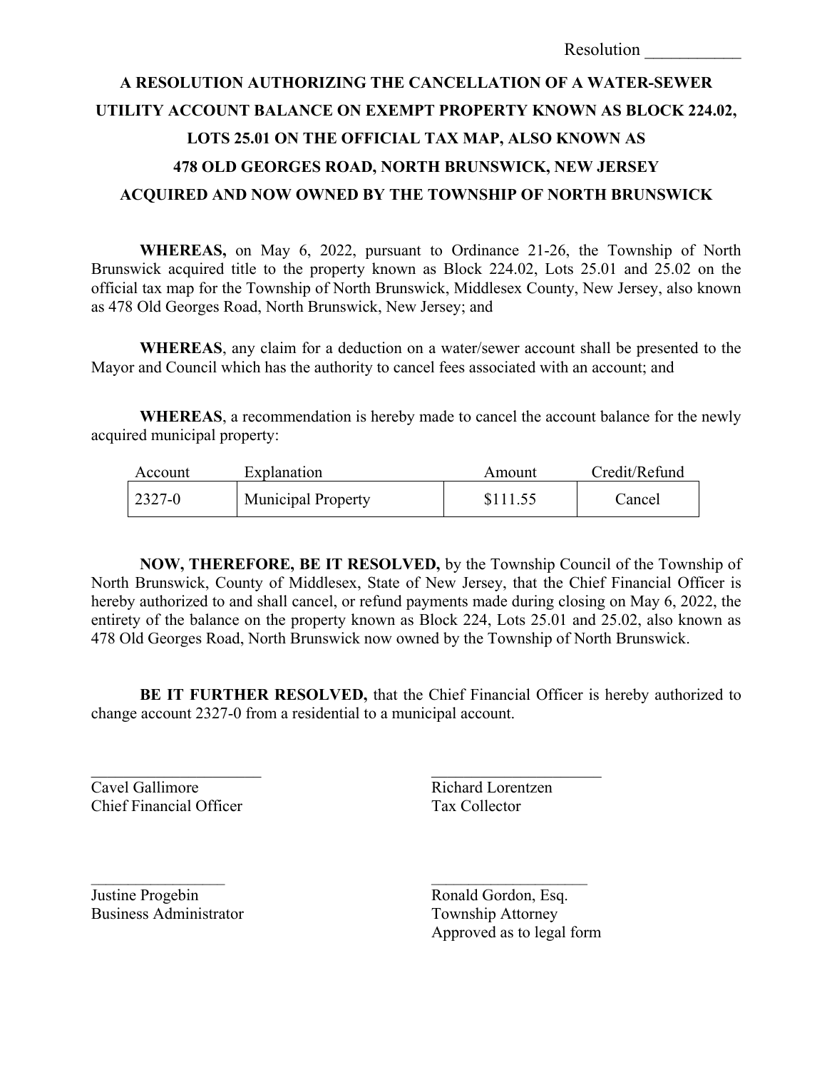Resolution ___________

# A RESOLUTION AUTHORIZING THE CANCELLATION OF A WATER-SEWER UTILITY ACCOUNT BALANCE ON EXEMPT PROPERTY KNOWN AS BLOCK 224.02, LOTS 25.01 ON THE OFFICIAL TAX MAP, ALSO KNOWN AS 478 OLD GEORGES ROAD, NORTH BRUNSWICK, NEW JERSEY ACQUIRED AND NOW OWNED BY THE TOWNSHIP OF NORTH BRUNSWICK

**WHEREAS,** on May 6, 2022, pursuant to Ordinance 21-26, the Township of North Brunswick acquired title to the property known as Block 224.02, Lots 25.01 and 25.02 on the official tax map for the Township of North Brunswick, Middlesex County, New Jersey, also known as 478 Old Georges Road, North Brunswick, New Jersey; and

**WHEREAS**, any claim for a deduction on a water/sewer account shall be presented to the Mayor and Council which has the authority to cancel fees associated with an account; and

**WHEREAS**, a recommendation is hereby made to cancel the account balance for the newly acquired municipal property:

| Account | Explanation | Amount | Credit/Refund |
|---|---|---|---|
| 2327-0 | Municipal Property | $111.55 | Cancel |

**NOW, THEREFORE, BE IT RESOLVED,** by the Township Council of the Township of North Brunswick, County of Middlesex, State of New Jersey, that the Chief Financial Officer is hereby authorized to and shall cancel, or refund payments made during closing on May 6, 2022, the entirety of the balance on the property known as Block 224, Lots 25.01 and 25.02, also known as 478 Old Georges Road, North Brunswick now owned by the Township of North Brunswick.

**BE IT FURTHER RESOLVED,** that the Chief Financial Officer is hereby authorized to change account 2327-0 from a residential to a municipal account.

_____________________
Cavel Gallimore
Chief Financial Officer

_____________________
Richard Lorentzen
Tax Collector

_________________
Justine Progebin
Business Administrator

____________________
Ronald Gordon, Esq.
Township Attorney
Approved as to legal form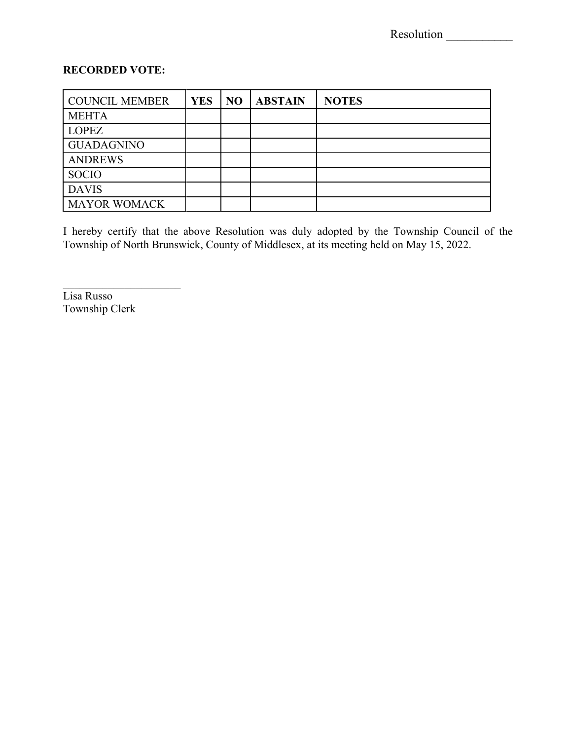Resolution ___________

**RECORDED VOTE:**

| COUNCIL MEMBER | **YES** | **NO** | **ABSTAIN** | **NOTES** |
|---|---|---|---|---|
| MEHTA | | | | |
| LOPEZ | | | | |
| GUADAGNINO | | | | |
| ANDREWS | | | | |
| SOCIO | | | | |
| DAVIS | | | | |
| MAYOR WOMACK | | | | |

I hereby certify that the above Resolution was duly adopted by the Township Council of the Township of North Brunswick, County of Middlesex, at its meeting held on May 15, 2022.

_____________________
Lisa Russo
Township Clerk